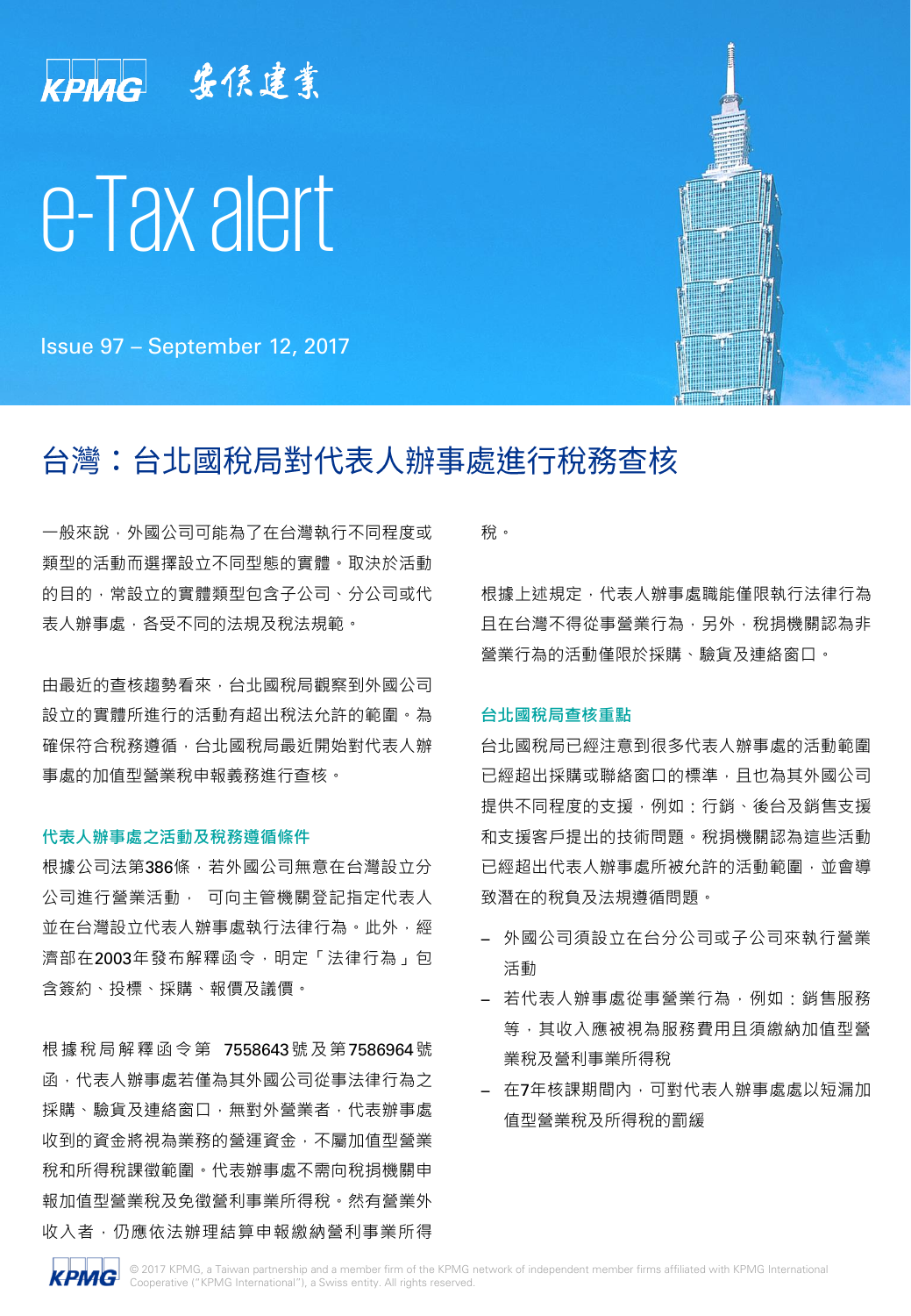KPMG 安侯建業

# e-Tax alert

Issue 97 – September 12, 2017

## 台灣：台北國稅局對代表人辦事處進行稅務查核

一般來說，外國公司可能為了在台灣執行不同程度或類型的活動而選擇設立不同型態的實體。取決於活動的目的，常設立的實體類型包含子公司、分公司或代表人辦事處，各受不同的法規及稅法規範。

由最近的查核趨勢看來，台北國稅局觀察到外國公司設立的實體所進行的活動有超出稅法允許的範圍。為確保符合稅務遵循，台北國稅局最近開始對代表人辦事處的加值型營業稅申報義務進行查核。

### 代表人辦事處之活動及稅務遵循條件

根據公司法第386條，若外國公司無意在台灣設立分公司進行營業活動， 可向主管機關登記指定代表人並在台灣設立代表人辦事處執行法律行為。此外，經濟部在2003年發布解釋函令，明定「法律行為」包含簽約、投標、採購、報價及議價。

根據稅局解釋函令第 7558643號及第7586964號函，代表人辦事處若僅為其外國公司從事法律行為之採購、驗貨及連絡窗口，無對外營業者，代表辦事處收到的資金將視為業務的營運資金，不屬加值型營業稅和所得稅課徵範圍。代表辦事處不需向稅捐機關申報加值型營業稅及免徵營利事業所得稅。然有營業外收入者，仍應依法辦理結算申報繳納營利事業所得稅。

根據上述規定，代表人辦事處職能僅限執行法律行為且在台灣不得從事營業行為，另外，稅捐機關認為非營業行為的活動僅限於採購、驗貨及連絡窗口。

### 台北國稅局查核重點

台北國稅局已經注意到很多代表人辦事處的活動範圍已經超出採購或聯絡窗口的標準，且也為其外國公司提供不同程度的支援，例如：行銷、後台及銷售支援和支援客戶提出的技術問題。稅捐機關認為這些活動已經超出代表人辦事處所被允許的活動範圍，並會導致潛在的稅負及法規遵循問題。

- 外國公司須設立在台分公司或子公司來執行營業活動
- 若代表人辦事處從事營業行為，例如：銷售服務等，其收入應被視為服務費用且須繳納加值型營業稅及營利事業所得稅
- 在7年核課期間內，可對代表人辦事處處以短漏加值型營業稅及所得稅的罰緩

© 2017 KPMG, a Taiwan partnership and a member firm of the KPMG network of independent member firms affiliated with KPMG International Cooperative ("KPMG International"), a Swiss entity. All rights reserved.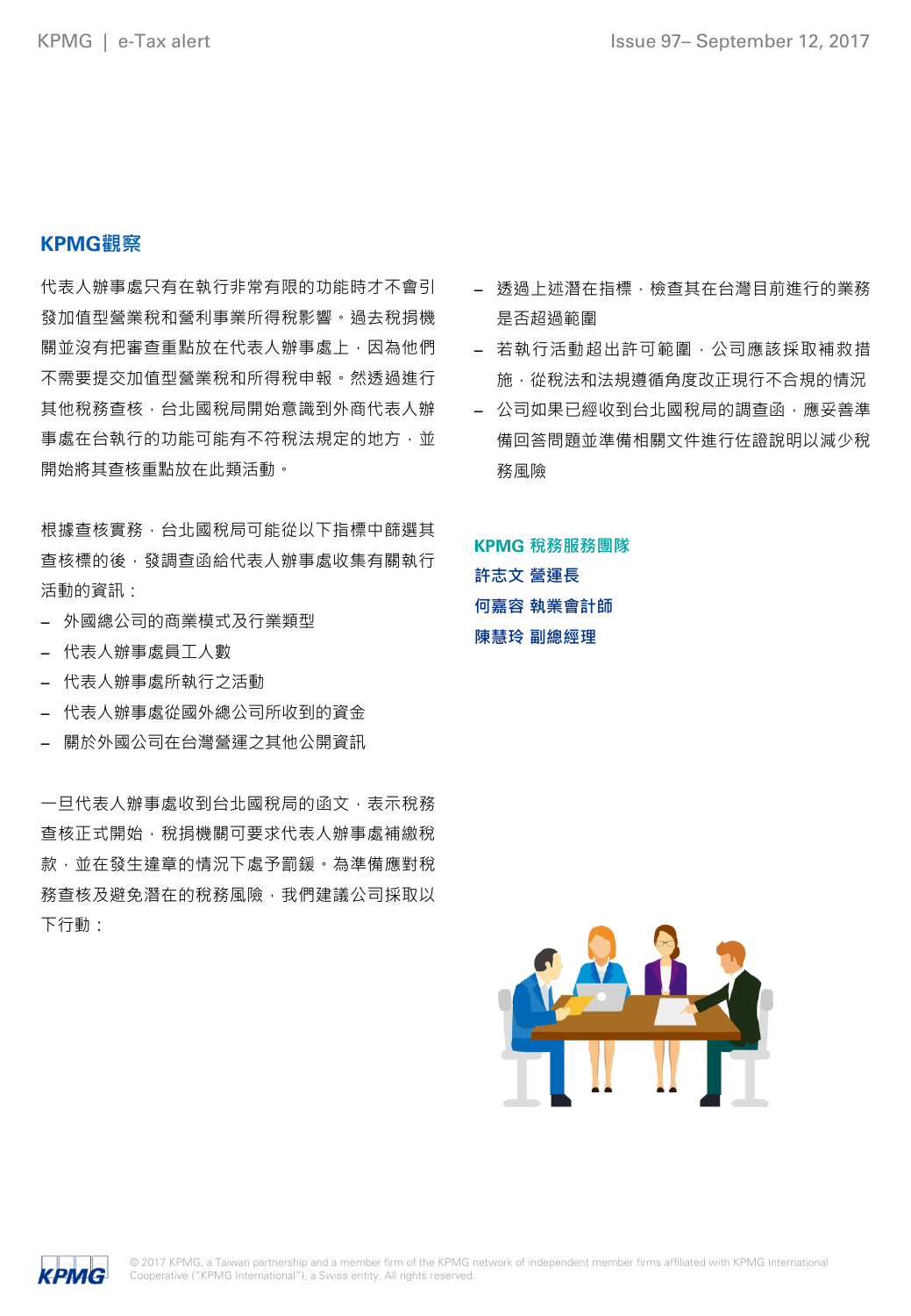## KPMG觀察

代表人辦事處只有在執行非常有限的功能時才不會引發加值型營業稅和營利事業所得稅影響。過去稅捐機關並沒有把審查重點放在代表人辦事處上，因為他們不需要提交加值型營業稅和所得稅申報。然透過進行其他稅務查核，台北國稅局開始意識到外商代表人辦事處在台執行的功能可能有不符稅法規定的地方，並開始將其查核重點放在此類活動。

根據查核實務，台北國稅局可能從以下指標中篩選其查核標的後，發調查函給代表人辦事處收集有關執行活動的資訊：

- 外國總公司的商業模式及行業類型
- 代表人辦事處員工人數
- 代表人辦事處所執行之活動
- 代表人辦事處從國外總公司所收到的資金
- 關於外國公司在台灣營運之其他公開資訊

一旦代表人辦事處收到台北國稅局的函文，表示稅務查核正式開始，稅捐機關可要求代表人辦事處補繳稅款，並在發生違章的情況下處予罰鍰。為準備應對稅務查核及避免潛在的稅務風險，我們建議公司採取以下行動：

- 透過上述潛在指標，檢查其在台灣目前進行的業務是否超過範圍
- 若執行活動超出許可範圍，公司應該採取補救措施，從稅法和法規遵循角度改正現行不合規的情況
- 公司如果已經收到台北國稅局的調查函，應妥善準備回答問題並準備相關文件進行佐證說明以減少稅務風險

**KPMG 稅務服務團隊**

**許志文 營運長**

**何嘉容 執業會計師**

**陳慧玲 副總經理**

© 2017 KPMG, a Taiwan partnership and a member firm of the KPMG network of independent member firms affiliated with KPMG International Cooperative ("KPMG International"), a Swiss entity. All rights reserved.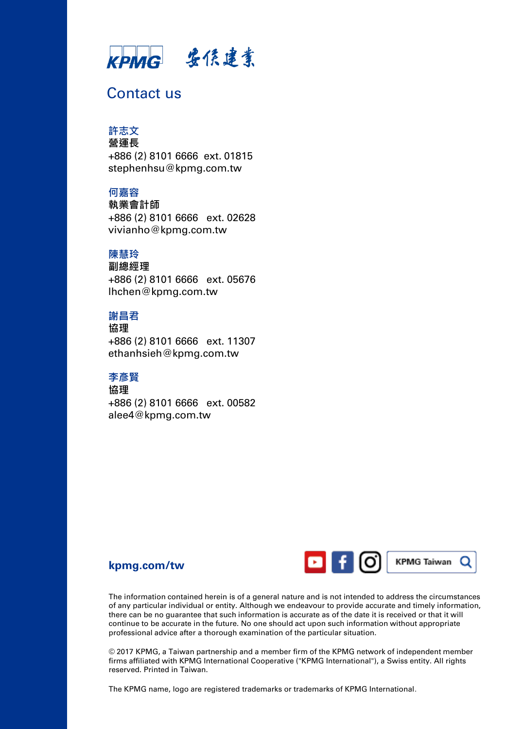KPMG 安侯建業

# Contact us

**許志文**
**營運長**
+886 (2) 8101 6666 ext. 01815
stephenhsu@kpmg.com.tw

**何嘉容**
**執業會計師**
+886 (2) 8101 6666 ext. 02628
vivianho@kpmg.com.tw

**陳慧玲**
**副總經理**
+886 (2) 8101 6666 ext. 05676
lhchen@kpmg.com.tw

**謝昌君**
**協理**
+886 (2) 8101 6666 ext. 11307
ethanhsieh@kpmg.com.tw

**李彥賢**
**協理**
+886 (2) 8101 6666 ext. 00582
alee4@kpmg.com.tw

**kpmg.com/tw**

KPMG Taiwan

The information contained herein is of a general nature and is not intended to address the circumstances of any particular individual or entity. Although we endeavour to provide accurate and timely information, there can be no guarantee that such information is accurate as of the date it is received or that it will continue to be accurate in the future. No one should act upon such information without appropriate professional advice after a thorough examination of the particular situation.

© 2017 KPMG, a Taiwan partnership and a member firm of the KPMG network of independent member firms affiliated with KPMG International Cooperative ("KPMG International"), a Swiss entity. All rights reserved. Printed in Taiwan.

The KPMG name, logo are registered trademarks or trademarks of KPMG International.